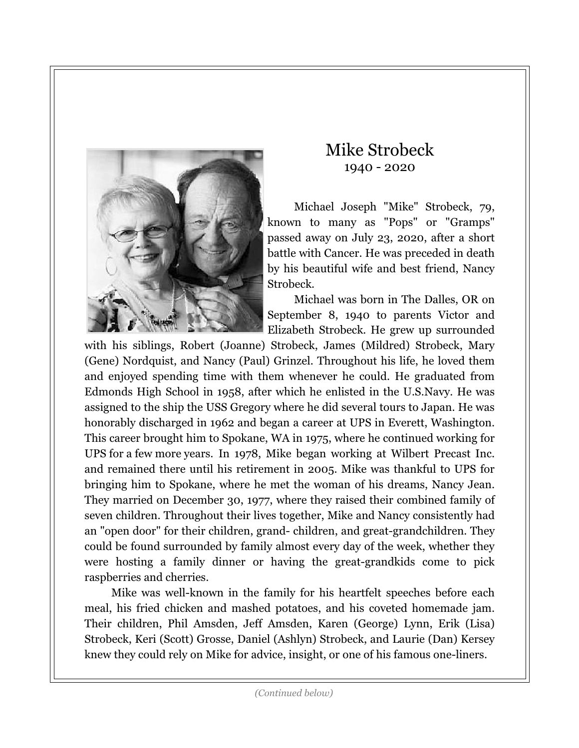# Mike Strobeck

1940 - 2020

Michael Joseph "Mike" Strobeck, 79, known to many as "Pops" or "Gramps" passed away on July 23, 2020, after a short battle with Cancer. He was preceded in death by his beautiful wife and best friend, Nancy Strobeck.

Michael was born in The Dalles, OR on September 8, 1940 to parents Victor and Elizabeth Strobeck. He grew up surrounded with his siblings, Robert (Joanne) Strobeck, James (Mildred) Strobeck, Mary (Gene) Nordquist, and Nancy (Paul) Grinzel. Throughout his life, he loved them and enjoyed spending time with them whenever he could. He graduated from Edmonds High School in 1958, after which he enlisted in the U.S.Navy. He was assigned to the ship the USS Gregory where he did several tours to Japan. He was honorably discharged in 1962 and began a career at UPS in Everett, Washington. This career brought him to Spokane, WA in 1975, where he continued working for UPS for a few more years. In 1978, Mike began working at Wilbert Precast Inc. and remained there until his retirement in 2005. Mike was thankful to UPS for bringing him to Spokane, where he met the woman of his dreams, Nancy Jean. They married on December 30, 1977, where they raised their combined family of seven children. Throughout their lives together, Mike and Nancy consistently had an "open door" for their children, grand- children, and great-grandchildren. They could be found surrounded by family almost every day of the week, whether they were hosting a family dinner or having the great-grandkids come to pick raspberries and cherries.

Mike was well-known in the family for his heartfelt speeches before each meal, his fried chicken and mashed potatoes, and his coveted homemade jam. Their children, Phil Amsden, Jeff Amsden, Karen (George) Lynn, Erik (Lisa) Strobeck, Keri (Scott) Grosse, Daniel (Ashlyn) Strobeck, and Laurie (Dan) Kersey knew they could rely on Mike for advice, insight, or one of his famous one-liners.

*(Continued below)*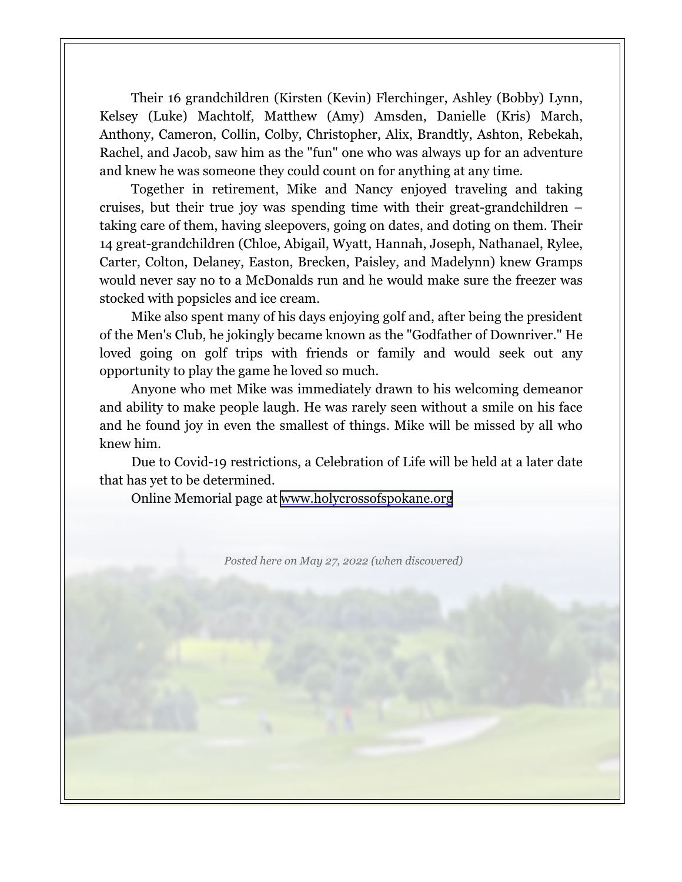Their 16 grandchildren (Kirsten (Kevin) Flerchinger, Ashley (Bobby) Lynn, Kelsey (Luke) Machtolf, Matthew (Amy) Amsden, Danielle (Kris) March, Anthony, Cameron, Collin, Colby, Christopher, Alix, Brandtly, Ashton, Rebekah, Rachel, and Jacob, saw him as the "fun" one who was always up for an adventure and knew he was someone they could count on for anything at any time.

Together in retirement, Mike and Nancy enjoyed traveling and taking cruises, but their true joy was spending time with their great-grandchildren – taking care of them, having sleepovers, going on dates, and doting on them. Their 14 great-grandchildren (Chloe, Abigail, Wyatt, Hannah, Joseph, Nathanael, Rylee, Carter, Colton, Delaney, Easton, Brecken, Paisley, and Madelynn) knew Gramps would never say no to a McDonalds run and he would make sure the freezer was stocked with popsicles and ice cream.

Mike also spent many of his days enjoying golf and, after being the president of the Men's Club, he jokingly became known as the "Godfather of Downriver." He loved going on golf trips with friends or family and would seek out any opportunity to play the game he loved so much.

Anyone who met Mike was immediately drawn to his welcoming demeanor and ability to make people laugh. He was rarely seen without a smile on his face and he found joy in even the smallest of things. Mike will be missed by all who knew him.

Due to Covid-19 restrictions, a Celebration of Life will be held at a later date that has yet to be determined.

Online Memorial page at www.holycrossofspokane.org

*Posted here on May 27, 2022 (when discovered)*